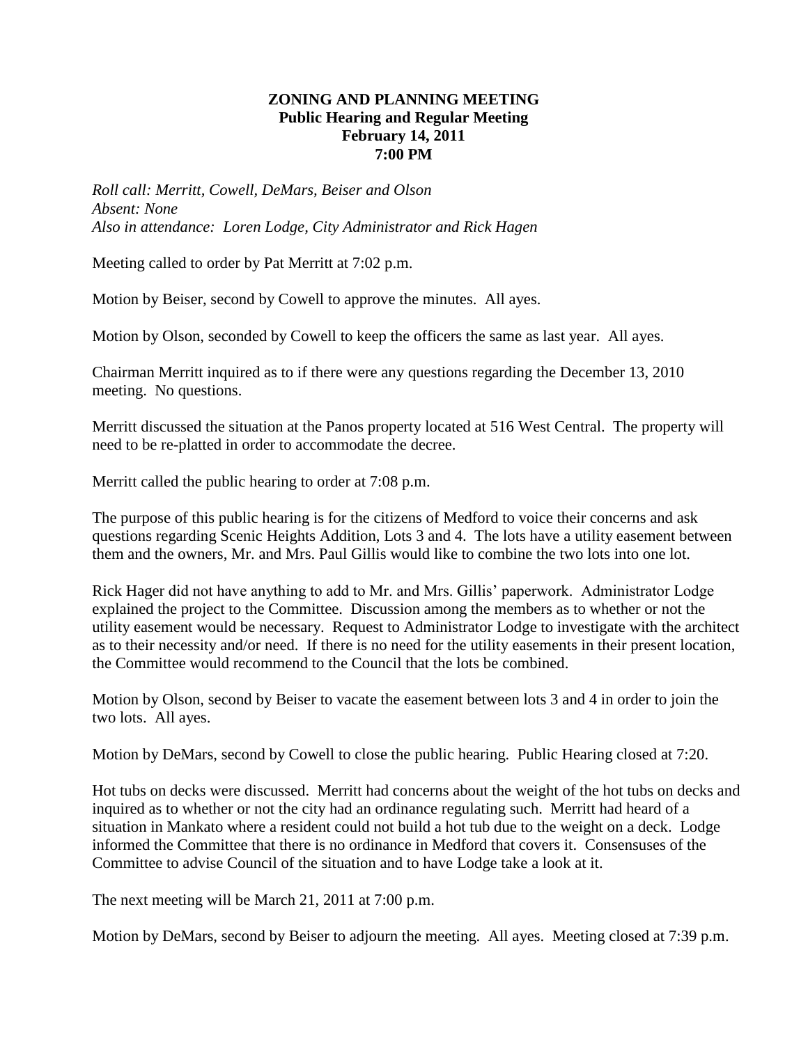# ZONING AND PLANNING MEETING
## Public Hearing and Regular Meeting
## February 14, 2011
## 7:00 PM

*Roll call: Merritt, Cowell, DeMars, Beiser and Olson*
*Absent: None*
*Also in attendance: Loren Lodge, City Administrator and Rick Hagen*

Meeting called to order by Pat Merritt at 7:02 p.m.

Motion by Beiser, second by Cowell to approve the minutes. All ayes.

Motion by Olson, seconded by Cowell to keep the officers the same as last year. All ayes.

Chairman Merritt inquired as to if there were any questions regarding the December 13, 2010 meeting. No questions.

Merritt discussed the situation at the Panos property located at 516 West Central. The property will need to be re-platted in order to accommodate the decree.

Merritt called the public hearing to order at 7:08 p.m.

The purpose of this public hearing is for the citizens of Medford to voice their concerns and ask questions regarding Scenic Heights Addition, Lots 3 and 4. The lots have a utility easement between them and the owners, Mr. and Mrs. Paul Gillis would like to combine the two lots into one lot.

Rick Hager did not have anything to add to Mr. and Mrs. Gillis' paperwork. Administrator Lodge explained the project to the Committee. Discussion among the members as to whether or not the utility easement would be necessary. Request to Administrator Lodge to investigate with the architect as to their necessity and/or need. If there is no need for the utility easements in their present location, the Committee would recommend to the Council that the lots be combined.

Motion by Olson, second by Beiser to vacate the easement between lots 3 and 4 in order to join the two lots. All ayes.

Motion by DeMars, second by Cowell to close the public hearing. Public Hearing closed at 7:20.

Hot tubs on decks were discussed. Merritt had concerns about the weight of the hot tubs on decks and inquired as to whether or not the city had an ordinance regulating such. Merritt had heard of a situation in Mankato where a resident could not build a hot tub due to the weight on a deck. Lodge informed the Committee that there is no ordinance in Medford that covers it. Consensuses of the Committee to advise Council of the situation and to have Lodge take a look at it.

The next meeting will be March 21, 2011 at 7:00 p.m.

Motion by DeMars, second by Beiser to adjourn the meeting. All ayes. Meeting closed at 7:39 p.m.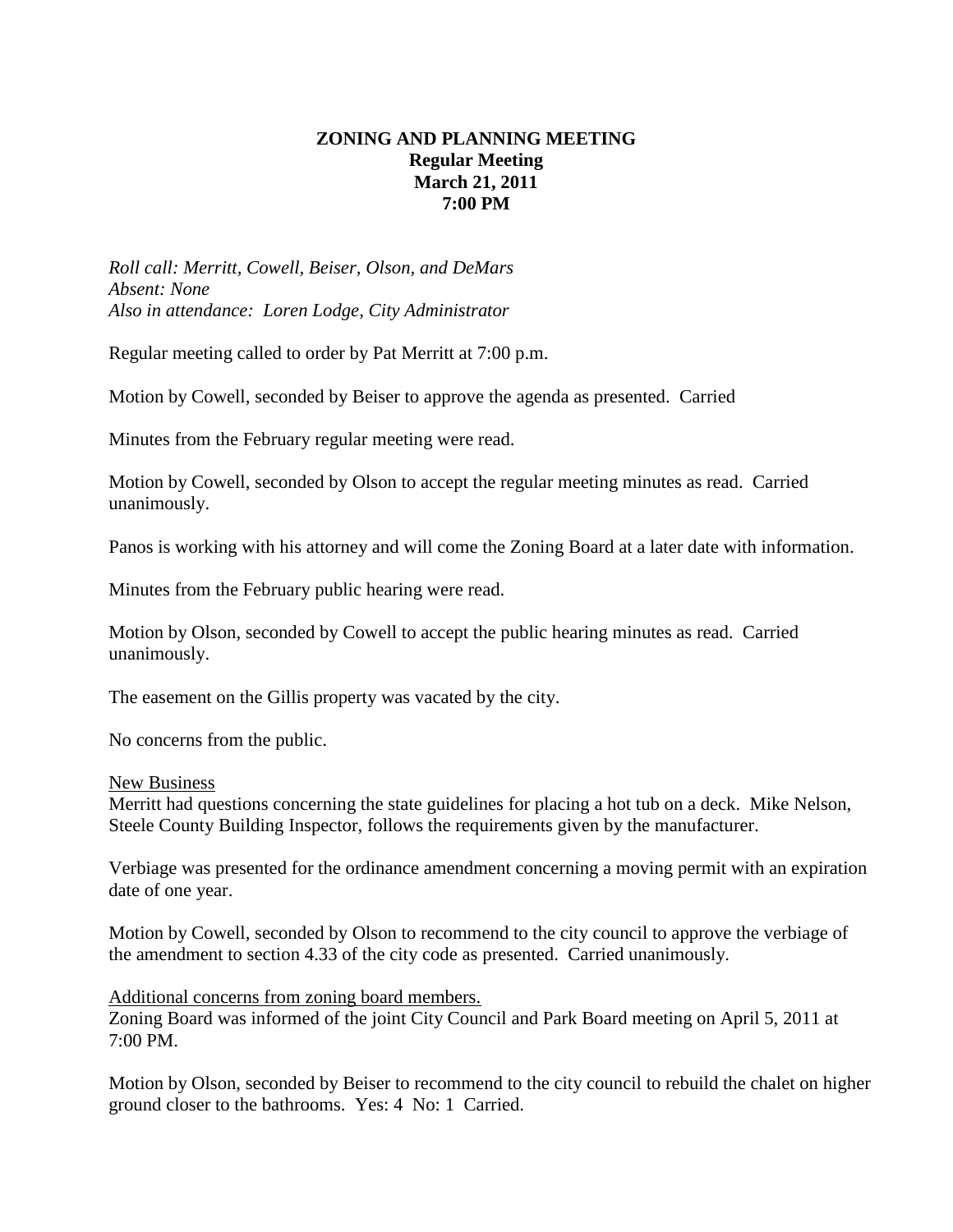**ZONING AND PLANNING MEETING**
**Regular Meeting**
**March 21, 2011**
**7:00 PM**

*Roll call: Merritt, Cowell, Beiser, Olson, and DeMars*
*Absent: None*
*Also in attendance: Loren Lodge, City Administrator*

Regular meeting called to order by Pat Merritt at 7:00 p.m.

Motion by Cowell, seconded by Beiser to approve the agenda as presented. Carried

Minutes from the February regular meeting were read.

Motion by Cowell, seconded by Olson to accept the regular meeting minutes as read. Carried unanimously.

Panos is working with his attorney and will come the Zoning Board at a later date with information.

Minutes from the February public hearing were read.

Motion by Olson, seconded by Cowell to accept the public hearing minutes as read. Carried unanimously.

The easement on the Gillis property was vacated by the city.

No concerns from the public.

<u>New Business</u>
Merritt had questions concerning the state guidelines for placing a hot tub on a deck. Mike Nelson, Steele County Building Inspector, follows the requirements given by the manufacturer.

Verbiage was presented for the ordinance amendment concerning a moving permit with an expiration date of one year.

Motion by Cowell, seconded by Olson to recommend to the city council to approve the verbiage of the amendment to section 4.33 of the city code as presented. Carried unanimously.

<u>Additional concerns from zoning board members.</u>
Zoning Board was informed of the joint City Council and Park Board meeting on April 5, 2011 at 7:00 PM.

Motion by Olson, seconded by Beiser to recommend to the city council to rebuild the chalet on higher ground closer to the bathrooms. Yes: 4 No: 1 Carried.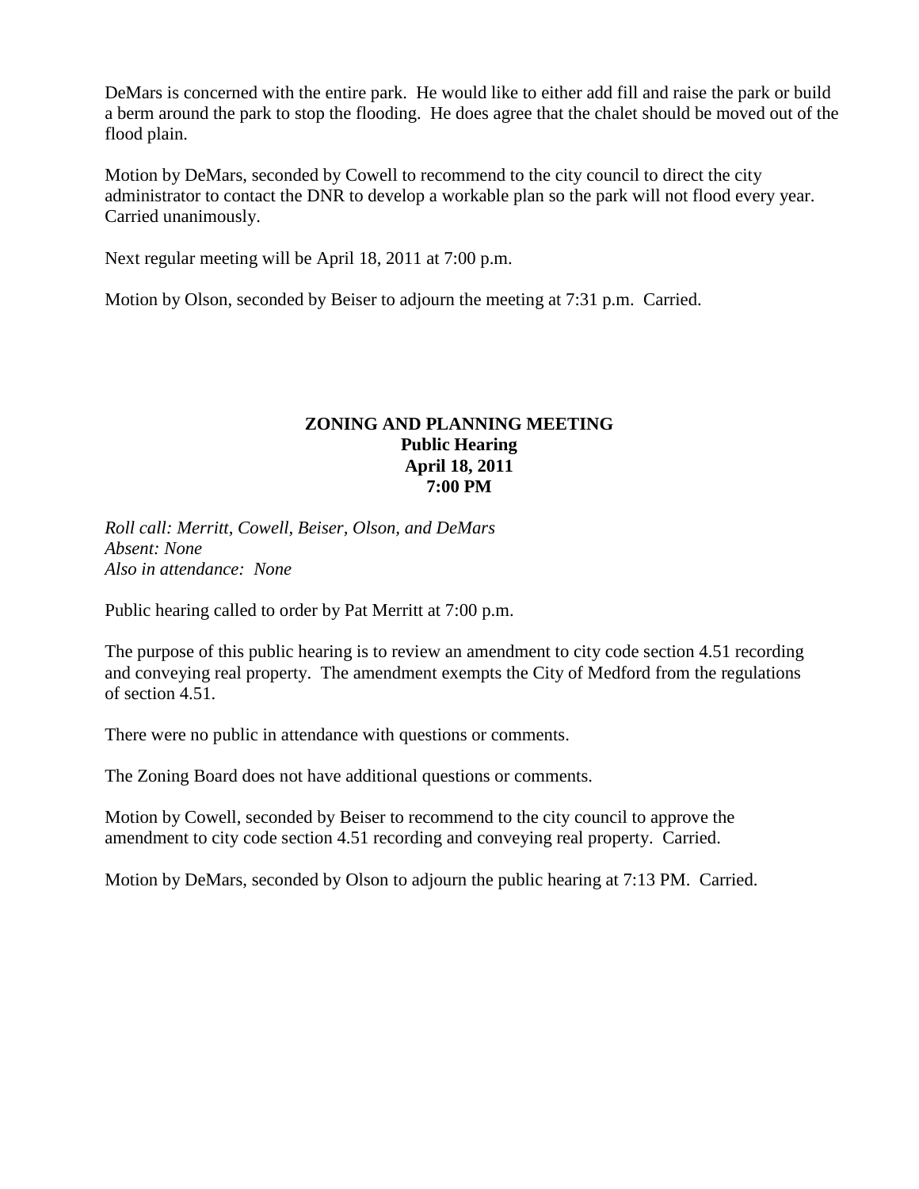DeMars is concerned with the entire park. He would like to either add fill and raise the park or build a berm around the park to stop the flooding. He does agree that the chalet should be moved out of the flood plain.

Motion by DeMars, seconded by Cowell to recommend to the city council to direct the city administrator to contact the DNR to develop a workable plan so the park will not flood every year. Carried unanimously.

Next regular meeting will be April 18, 2011 at 7:00 p.m.

Motion by Olson, seconded by Beiser to adjourn the meeting at 7:31 p.m. Carried.

**ZONING AND PLANNING MEETING**
**Public Hearing**
**April 18, 2011**
**7:00 PM**

*Roll call: Merritt, Cowell, Beiser, Olson, and DeMars*
*Absent: None*
*Also in attendance: None*

Public hearing called to order by Pat Merritt at 7:00 p.m.

The purpose of this public hearing is to review an amendment to city code section 4.51 recording and conveying real property. The amendment exempts the City of Medford from the regulations of section 4.51.

There were no public in attendance with questions or comments.

The Zoning Board does not have additional questions or comments.

Motion by Cowell, seconded by Beiser to recommend to the city council to approve the amendment to city code section 4.51 recording and conveying real property. Carried.

Motion by DeMars, seconded by Olson to adjourn the public hearing at 7:13 PM. Carried.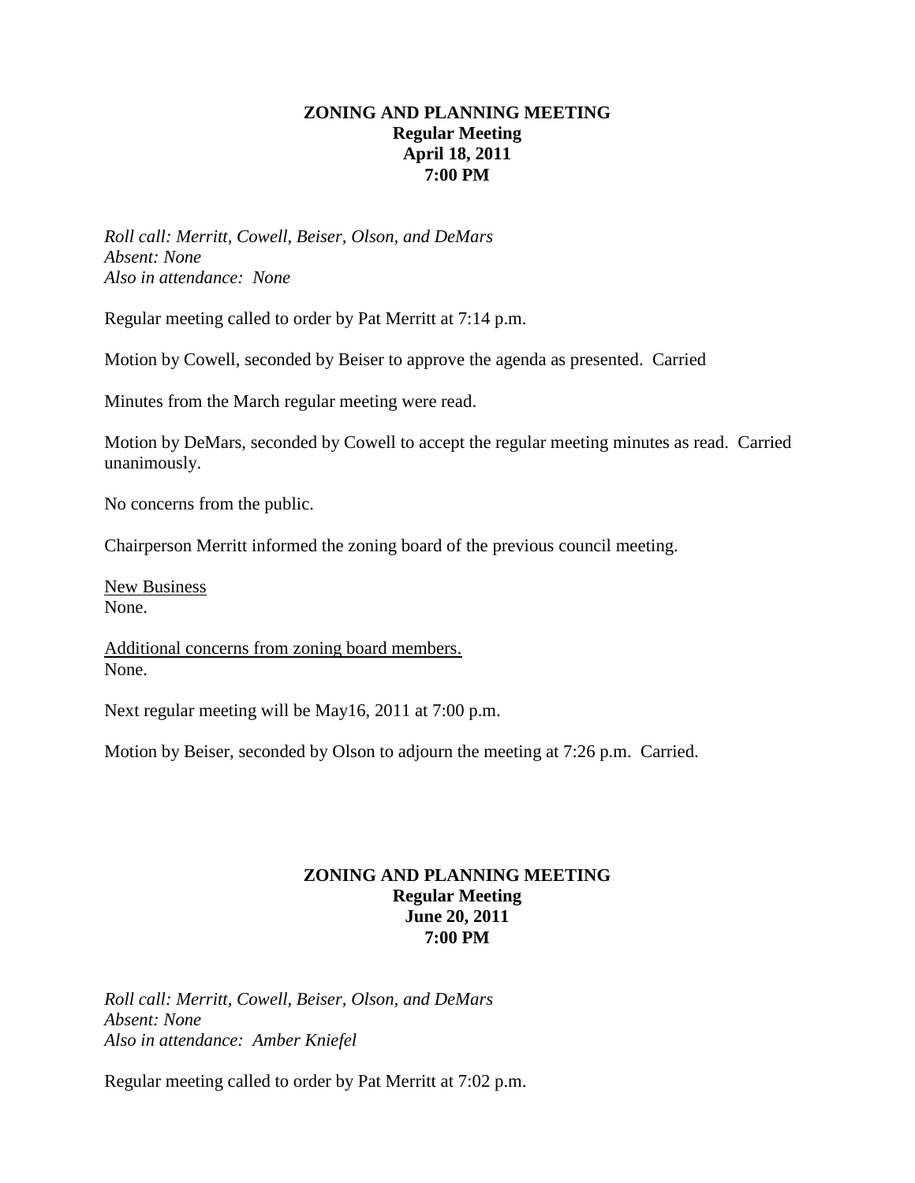**ZONING AND PLANNING MEETING**
**Regular Meeting**
**April 18, 2011**
**7:00 PM**

*Roll call: Merritt, Cowell, Beiser, Olson, and DeMars*
*Absent: None*
*Also in attendance: None*

Regular meeting called to order by Pat Merritt at 7:14 p.m.

Motion by Cowell, seconded by Beiser to approve the agenda as presented. Carried

Minutes from the March regular meeting were read.

Motion by DeMars, seconded by Cowell to accept the regular meeting minutes as read. Carried unanimously.

No concerns from the public.

Chairperson Merritt informed the zoning board of the previous council meeting.

New Business
None.

Additional concerns from zoning board members.
None.

Next regular meeting will be May16, 2011 at 7:00 p.m.

Motion by Beiser, seconded by Olson to adjourn the meeting at 7:26 p.m. Carried.

**ZONING AND PLANNING MEETING**
**Regular Meeting**
**June 20, 2011**
**7:00 PM**

*Roll call: Merritt, Cowell, Beiser, Olson, and DeMars*
*Absent: None*
*Also in attendance: Amber Kniefel*

Regular meeting called to order by Pat Merritt at 7:02 p.m.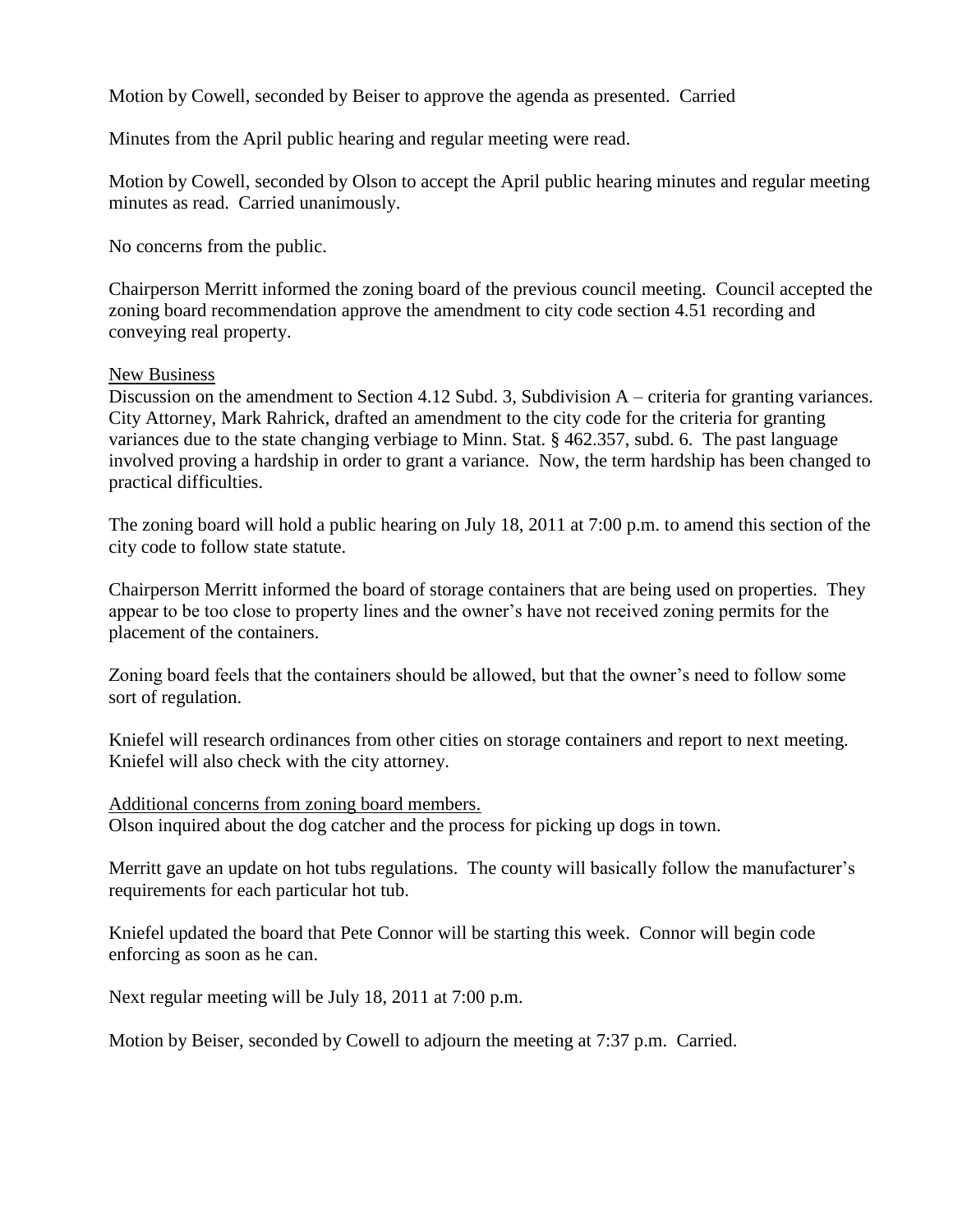Motion by Cowell, seconded by Beiser to approve the agenda as presented. Carried

Minutes from the April public hearing and regular meeting were read.

Motion by Cowell, seconded by Olson to accept the April public hearing minutes and regular meeting minutes as read. Carried unanimously.

No concerns from the public.

Chairperson Merritt informed the zoning board of the previous council meeting. Council accepted the zoning board recommendation approve the amendment to city code section 4.51 recording and conveying real property.

New Business

Discussion on the amendment to Section 4.12 Subd. 3, Subdivision A – criteria for granting variances. City Attorney, Mark Rahrick, drafted an amendment to the city code for the criteria for granting variances due to the state changing verbiage to Minn. Stat. § 462.357, subd. 6. The past language involved proving a hardship in order to grant a variance. Now, the term hardship has been changed to practical difficulties.

The zoning board will hold a public hearing on July 18, 2011 at 7:00 p.m. to amend this section of the city code to follow state statute.

Chairperson Merritt informed the board of storage containers that are being used on properties. They appear to be too close to property lines and the owner's have not received zoning permits for the placement of the containers.

Zoning board feels that the containers should be allowed, but that the owner's need to follow some sort of regulation.

Kniefel will research ordinances from other cities on storage containers and report to next meeting. Kniefel will also check with the city attorney.

Additional concerns from zoning board members.

Olson inquired about the dog catcher and the process for picking up dogs in town.

Merritt gave an update on hot tubs regulations. The county will basically follow the manufacturer's requirements for each particular hot tub.

Kniefel updated the board that Pete Connor will be starting this week. Connor will begin code enforcing as soon as he can.

Next regular meeting will be July 18, 2011 at 7:00 p.m.

Motion by Beiser, seconded by Cowell to adjourn the meeting at 7:37 p.m. Carried.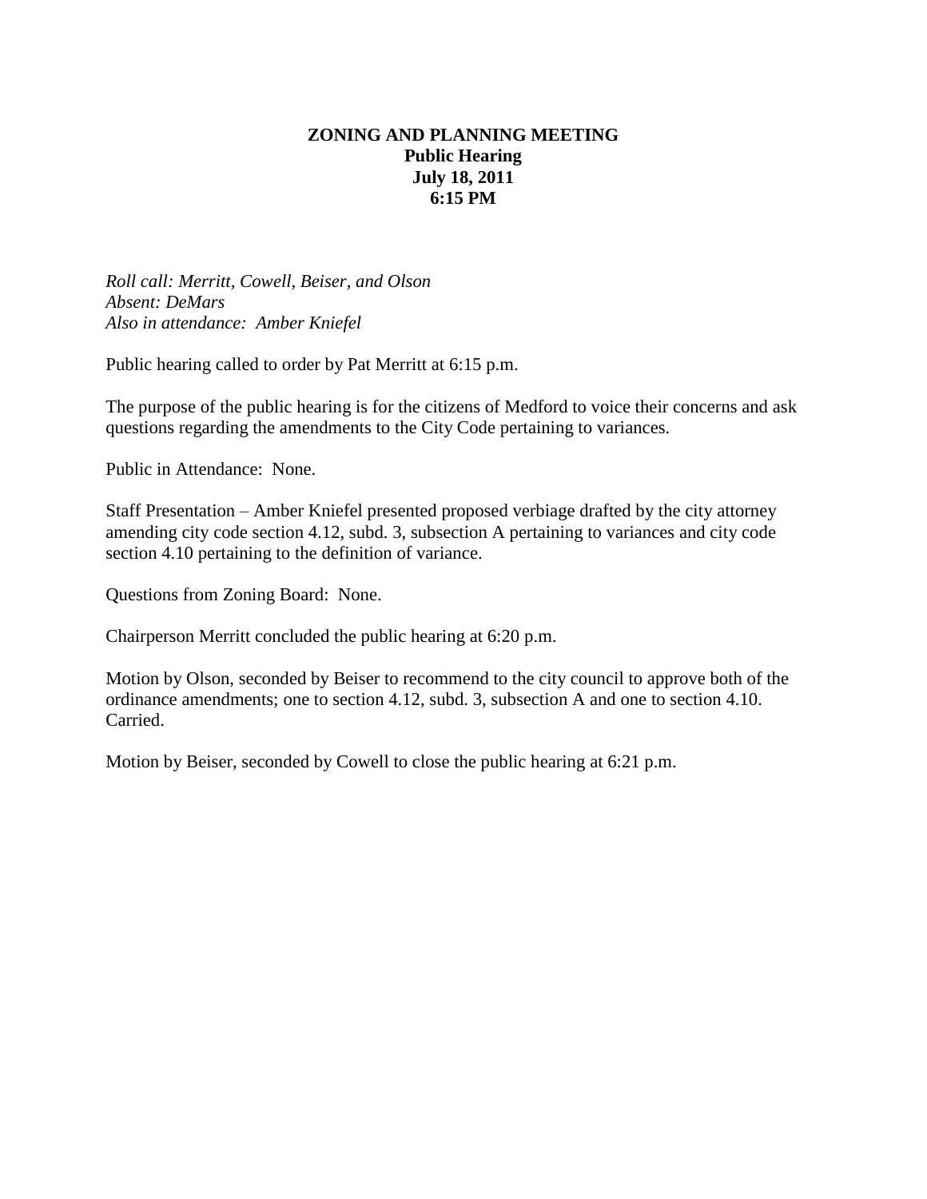**ZONING AND PLANNING MEETING**
**Public Hearing**
**July 18, 2011**
**6:15 PM**

*Roll call: Merritt, Cowell, Beiser, and Olson*
*Absent: DeMars*
*Also in attendance: Amber Kniefel*

Public hearing called to order by Pat Merritt at 6:15 p.m.

The purpose of the public hearing is for the citizens of Medford to voice their concerns and ask questions regarding the amendments to the City Code pertaining to variances.

Public in Attendance: None.

Staff Presentation – Amber Kniefel presented proposed verbiage drafted by the city attorney amending city code section 4.12, subd. 3, subsection A pertaining to variances and city code section 4.10 pertaining to the definition of variance.

Questions from Zoning Board: None.

Chairperson Merritt concluded the public hearing at 6:20 p.m.

Motion by Olson, seconded by Beiser to recommend to the city council to approve both of the ordinance amendments; one to section 4.12, subd. 3, subsection A and one to section 4.10. Carried.

Motion by Beiser, seconded by Cowell to close the public hearing at 6:21 p.m.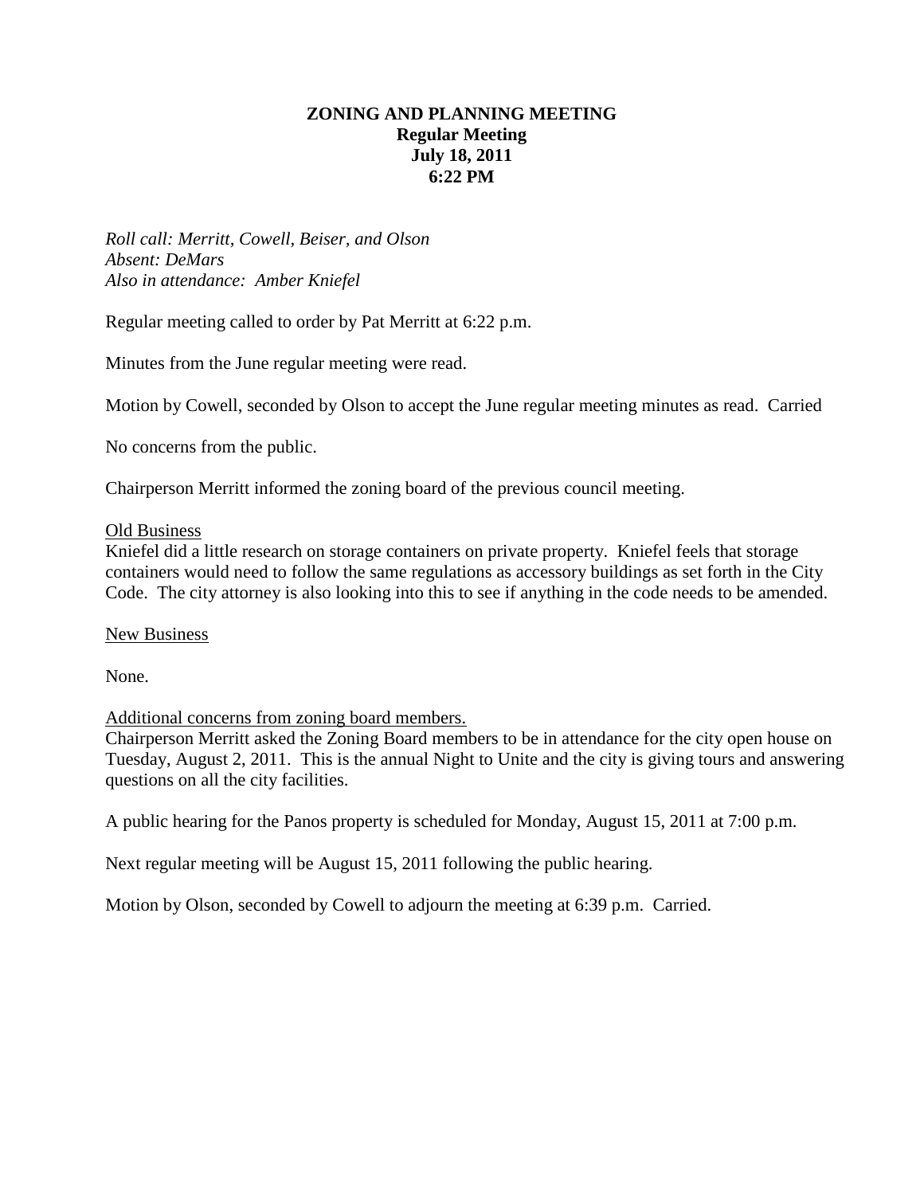# ZONING AND PLANNING MEETING
## Regular Meeting
## July 18, 2011
## 6:22 PM

*Roll call: Merritt, Cowell, Beiser, and Olson*
*Absent: DeMars*
*Also in attendance: Amber Kniefel*

Regular meeting called to order by Pat Merritt at 6:22 p.m.

Minutes from the June regular meeting were read.

Motion by Cowell, seconded by Olson to accept the June regular meeting minutes as read. Carried

No concerns from the public.

Chairperson Merritt informed the zoning board of the previous council meeting.

<u>Old Business</u>
Kniefel did a little research on storage containers on private property. Kniefel feels that storage containers would need to follow the same regulations as accessory buildings as set forth in the City Code. The city attorney is also looking into this to see if anything in the code needs to be amended.

<u>New Business</u>

None.

<u>Additional concerns from zoning board members.</u>
Chairperson Merritt asked the Zoning Board members to be in attendance for the city open house on Tuesday, August 2, 2011. This is the annual Night to Unite and the city is giving tours and answering questions on all the city facilities.

A public hearing for the Panos property is scheduled for Monday, August 15, 2011 at 7:00 p.m.

Next regular meeting will be August 15, 2011 following the public hearing.

Motion by Olson, seconded by Cowell to adjourn the meeting at 6:39 p.m. Carried.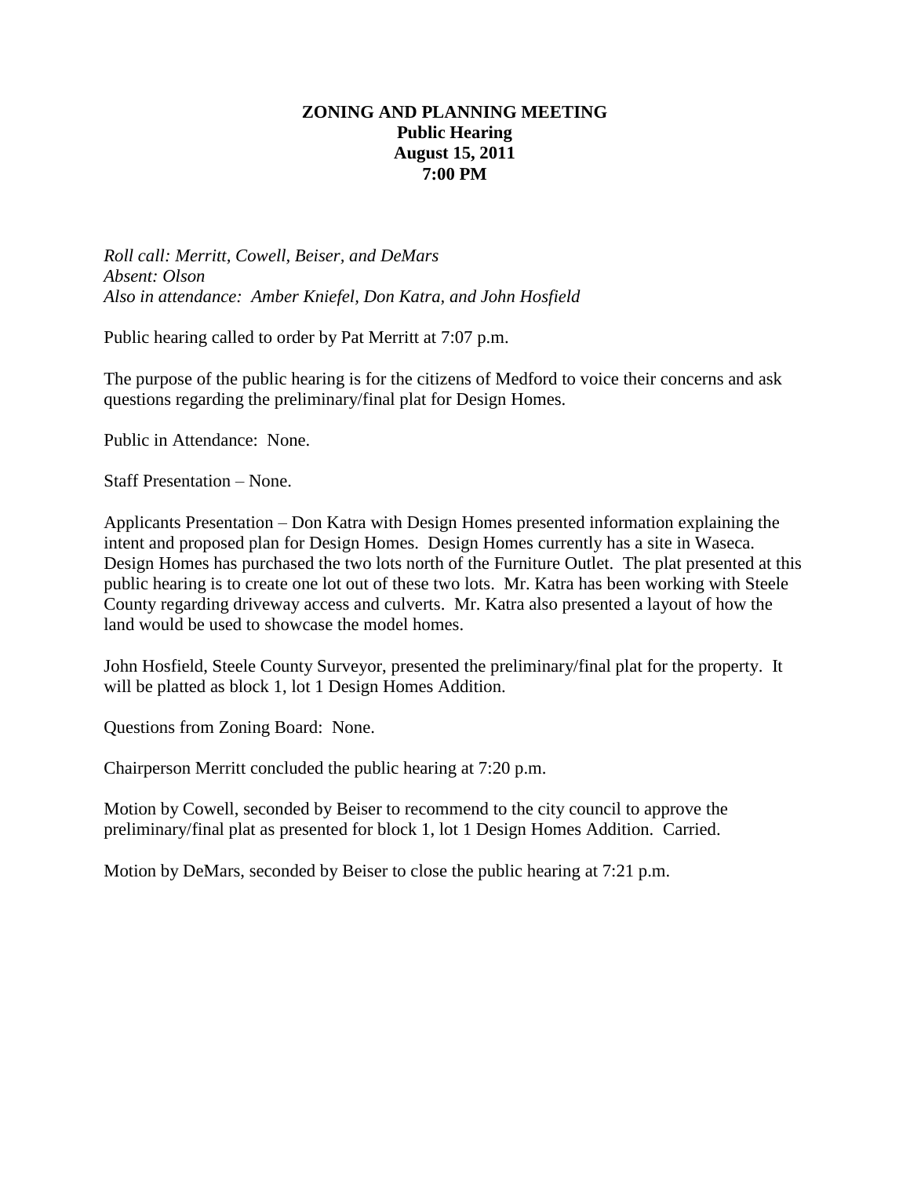# ZONING AND PLANNING MEETING
## Public Hearing
## August 15, 2011
## 7:00 PM

*Roll call: Merritt, Cowell, Beiser, and DeMars*
*Absent: Olson*
*Also in attendance: Amber Kniefel, Don Katra, and John Hosfield*

Public hearing called to order by Pat Merritt at 7:07 p.m.

The purpose of the public hearing is for the citizens of Medford to voice their concerns and ask questions regarding the preliminary/final plat for Design Homes.

Public in Attendance: None.

Staff Presentation – None.

Applicants Presentation – Don Katra with Design Homes presented information explaining the intent and proposed plan for Design Homes. Design Homes currently has a site in Waseca. Design Homes has purchased the two lots north of the Furniture Outlet. The plat presented at this public hearing is to create one lot out of these two lots. Mr. Katra has been working with Steele County regarding driveway access and culverts. Mr. Katra also presented a layout of how the land would be used to showcase the model homes.

John Hosfield, Steele County Surveyor, presented the preliminary/final plat for the property. It will be platted as block 1, lot 1 Design Homes Addition.

Questions from Zoning Board: None.

Chairperson Merritt concluded the public hearing at 7:20 p.m.

Motion by Cowell, seconded by Beiser to recommend to the city council to approve the preliminary/final plat as presented for block 1, lot 1 Design Homes Addition. Carried.

Motion by DeMars, seconded by Beiser to close the public hearing at 7:21 p.m.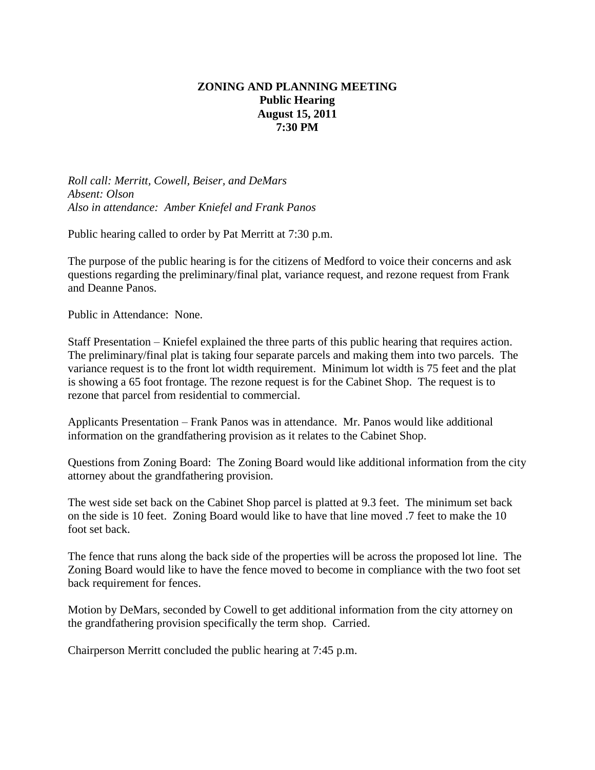# ZONING AND PLANNING MEETING
## Public Hearing
## August 15, 2011
## 7:30 PM

*Roll call: Merritt, Cowell, Beiser, and DeMars*
*Absent: Olson*
*Also in attendance: Amber Kniefel and Frank Panos*

Public hearing called to order by Pat Merritt at 7:30 p.m.

The purpose of the public hearing is for the citizens of Medford to voice their concerns and ask questions regarding the preliminary/final plat, variance request, and rezone request from Frank and Deanne Panos.

Public in Attendance: None.

Staff Presentation – Kniefel explained the three parts of this public hearing that requires action. The preliminary/final plat is taking four separate parcels and making them into two parcels. The variance request is to the front lot width requirement. Minimum lot width is 75 feet and the plat is showing a 65 foot frontage. The rezone request is for the Cabinet Shop. The request is to rezone that parcel from residential to commercial.

Applicants Presentation – Frank Panos was in attendance. Mr. Panos would like additional information on the grandfathering provision as it relates to the Cabinet Shop.

Questions from Zoning Board: The Zoning Board would like additional information from the city attorney about the grandfathering provision.

The west side set back on the Cabinet Shop parcel is platted at 9.3 feet. The minimum set back on the side is 10 feet. Zoning Board would like to have that line moved .7 feet to make the 10 foot set back.

The fence that runs along the back side of the properties will be across the proposed lot line. The Zoning Board would like to have the fence moved to become in compliance with the two foot set back requirement for fences.

Motion by DeMars, seconded by Cowell to get additional information from the city attorney on the grandfathering provision specifically the term shop. Carried.

Chairperson Merritt concluded the public hearing at 7:45 p.m.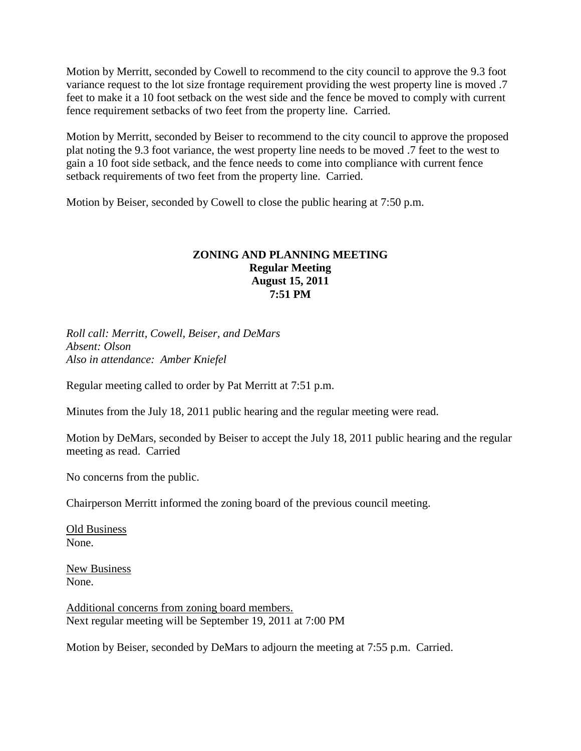Motion by Merritt, seconded by Cowell to recommend to the city council to approve the 9.3 foot variance request to the lot size frontage requirement providing the west property line is moved .7 feet to make it a 10 foot setback on the west side and the fence be moved to comply with current fence requirement setbacks of two feet from the property line. Carried.

Motion by Merritt, seconded by Beiser to recommend to the city council to approve the proposed plat noting the 9.3 foot variance, the west property line needs to be moved .7 feet to the west to gain a 10 foot side setback, and the fence needs to come into compliance with current fence setback requirements of two feet from the property line. Carried.

Motion by Beiser, seconded by Cowell to close the public hearing at 7:50 p.m.

**ZONING AND PLANNING MEETING**
**Regular Meeting**
**August 15, 2011**
**7:51 PM**

*Roll call: Merritt, Cowell, Beiser, and DeMars*
*Absent: Olson*
*Also in attendance: Amber Kniefel*

Regular meeting called to order by Pat Merritt at 7:51 p.m.

Minutes from the July 18, 2011 public hearing and the regular meeting were read.

Motion by DeMars, seconded by Beiser to accept the July 18, 2011 public hearing and the regular meeting as read. Carried

No concerns from the public.

Chairperson Merritt informed the zoning board of the previous council meeting.

<u>Old Business</u>
None.

<u>New Business</u>
None.

<u>Additional concerns from zoning board members.</u>
Next regular meeting will be September 19, 2011 at 7:00 PM

Motion by Beiser, seconded by DeMars to adjourn the meeting at 7:55 p.m. Carried.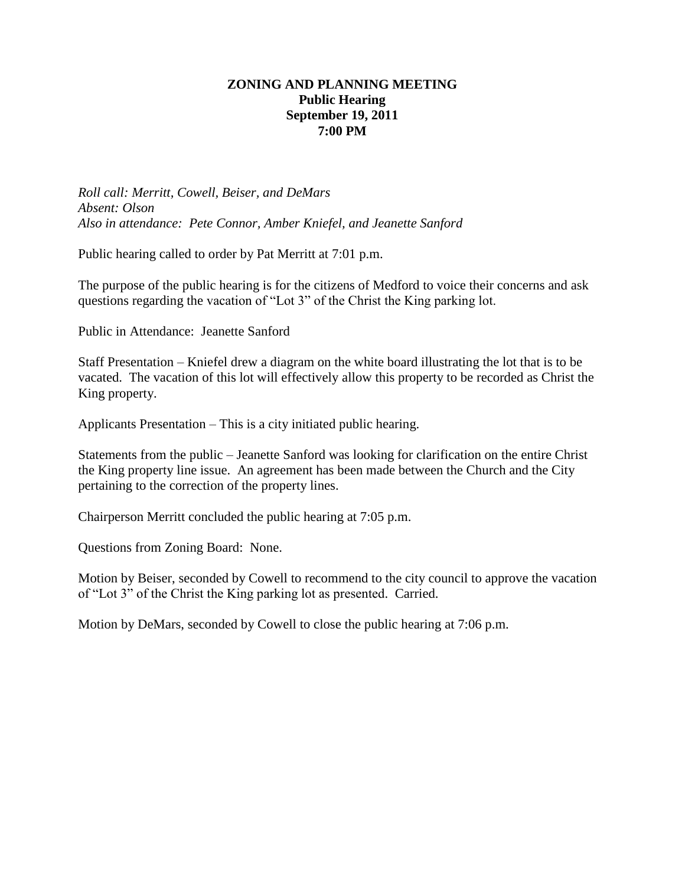# ZONING AND PLANNING MEETING

**Public Hearing**
**September 19, 2011**
**7:00 PM**

*Roll call: Merritt, Cowell, Beiser, and DeMars*
*Absent: Olson*
*Also in attendance: Pete Connor, Amber Kniefel, and Jeanette Sanford*

Public hearing called to order by Pat Merritt at 7:01 p.m.

The purpose of the public hearing is for the citizens of Medford to voice their concerns and ask questions regarding the vacation of "Lot 3" of the Christ the King parking lot.

Public in Attendance: Jeanette Sanford

Staff Presentation – Kniefel drew a diagram on the white board illustrating the lot that is to be vacated. The vacation of this lot will effectively allow this property to be recorded as Christ the King property.

Applicants Presentation – This is a city initiated public hearing.

Statements from the public – Jeanette Sanford was looking for clarification on the entire Christ the King property line issue. An agreement has been made between the Church and the City pertaining to the correction of the property lines.

Chairperson Merritt concluded the public hearing at 7:05 p.m.

Questions from Zoning Board: None.

Motion by Beiser, seconded by Cowell to recommend to the city council to approve the vacation of "Lot 3" of the Christ the King parking lot as presented. Carried.

Motion by DeMars, seconded by Cowell to close the public hearing at 7:06 p.m.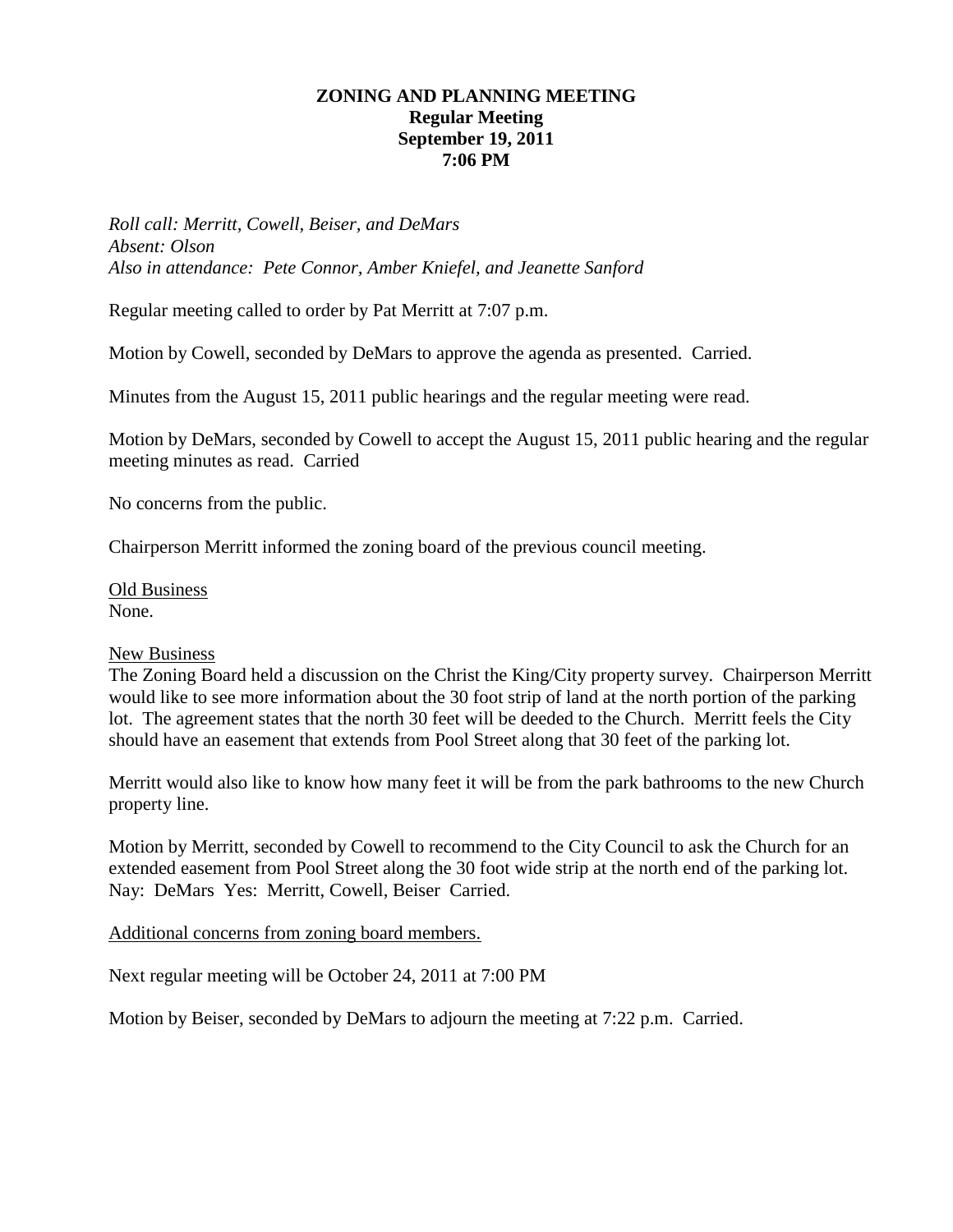# ZONING AND PLANNING MEETING
## Regular Meeting
## September 19, 2011
## 7:06 PM

*Roll call: Merritt, Cowell, Beiser, and DeMars*
*Absent: Olson*
*Also in attendance: Pete Connor, Amber Kniefel, and Jeanette Sanford*

Regular meeting called to order by Pat Merritt at 7:07 p.m.

Motion by Cowell, seconded by DeMars to approve the agenda as presented. Carried.

Minutes from the August 15, 2011 public hearings and the regular meeting were read.

Motion by DeMars, seconded by Cowell to accept the August 15, 2011 public hearing and the regular meeting minutes as read. Carried

No concerns from the public.

Chairperson Merritt informed the zoning board of the previous council meeting.

<u>Old Business</u>
None.

<u>New Business</u>
The Zoning Board held a discussion on the Christ the King/City property survey. Chairperson Merritt would like to see more information about the 30 foot strip of land at the north portion of the parking lot. The agreement states that the north 30 feet will be deeded to the Church. Merritt feels the City should have an easement that extends from Pool Street along that 30 feet of the parking lot.

Merritt would also like to know how many feet it will be from the park bathrooms to the new Church property line.

Motion by Merritt, seconded by Cowell to recommend to the City Council to ask the Church for an extended easement from Pool Street along the 30 foot wide strip at the north end of the parking lot. Nay: DeMars Yes: Merritt, Cowell, Beiser Carried.

<u>Additional concerns from zoning board members.</u>

Next regular meeting will be October 24, 2011 at 7:00 PM

Motion by Beiser, seconded by DeMars to adjourn the meeting at 7:22 p.m. Carried.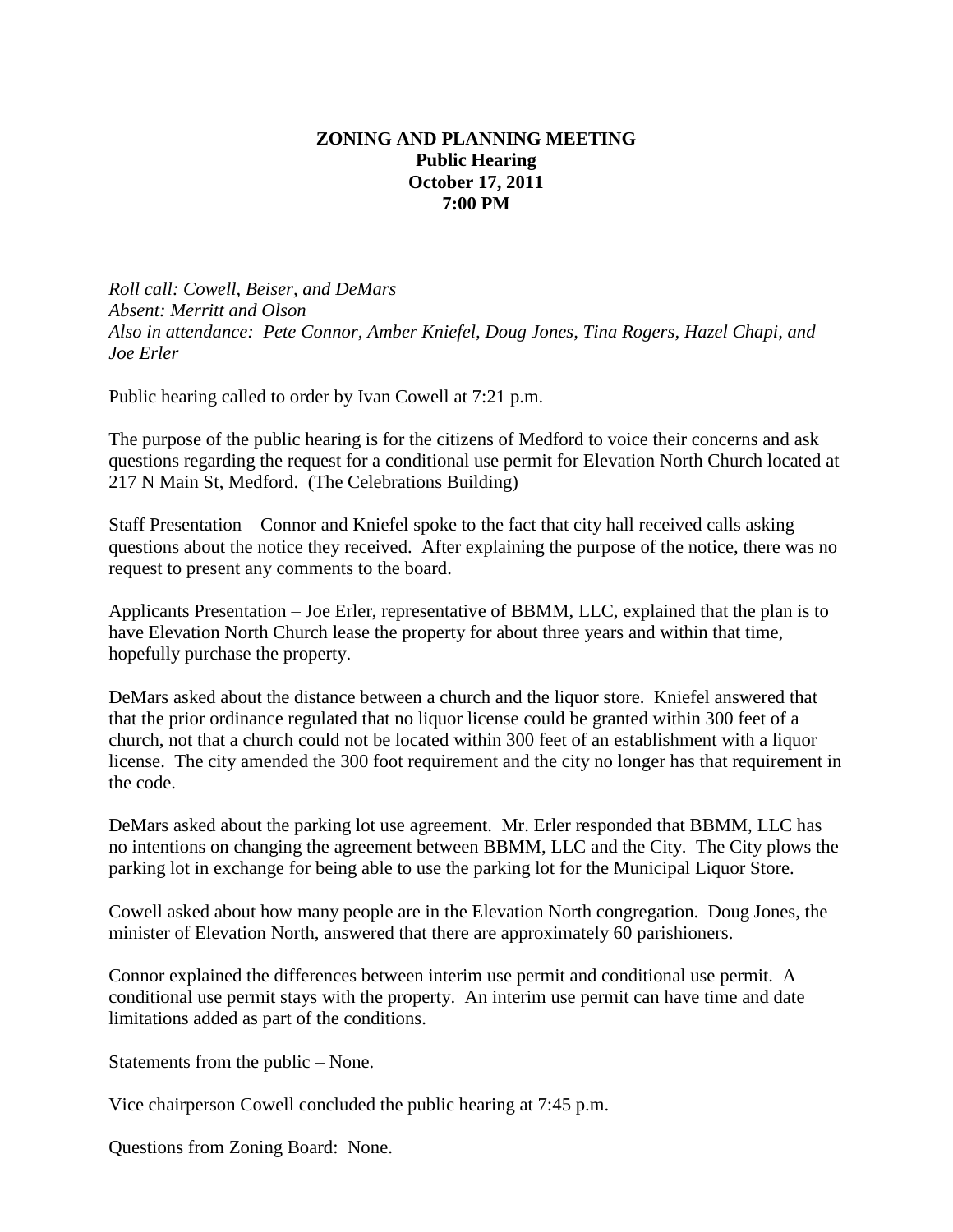**ZONING AND PLANNING MEETING**
**Public Hearing**
**October 17, 2011**
**7:00 PM**

*Roll call: Cowell, Beiser, and DeMars*
*Absent: Merritt and Olson*
*Also in attendance: Pete Connor, Amber Kniefel, Doug Jones, Tina Rogers, Hazel Chapi, and Joe Erler*

Public hearing called to order by Ivan Cowell at 7:21 p.m.

The purpose of the public hearing is for the citizens of Medford to voice their concerns and ask questions regarding the request for a conditional use permit for Elevation North Church located at 217 N Main St, Medford. (The Celebrations Building)

Staff Presentation – Connor and Kniefel spoke to the fact that city hall received calls asking questions about the notice they received. After explaining the purpose of the notice, there was no request to present any comments to the board.

Applicants Presentation – Joe Erler, representative of BBMM, LLC, explained that the plan is to have Elevation North Church lease the property for about three years and within that time, hopefully purchase the property.

DeMars asked about the distance between a church and the liquor store. Kniefel answered that that the prior ordinance regulated that no liquor license could be granted within 300 feet of a church, not that a church could not be located within 300 feet of an establishment with a liquor license. The city amended the 300 foot requirement and the city no longer has that requirement in the code.

DeMars asked about the parking lot use agreement. Mr. Erler responded that BBMM, LLC has no intentions on changing the agreement between BBMM, LLC and the City. The City plows the parking lot in exchange for being able to use the parking lot for the Municipal Liquor Store.

Cowell asked about how many people are in the Elevation North congregation. Doug Jones, the minister of Elevation North, answered that there are approximately 60 parishioners.

Connor explained the differences between interim use permit and conditional use permit. A conditional use permit stays with the property. An interim use permit can have time and date limitations added as part of the conditions.

Statements from the public – None.

Vice chairperson Cowell concluded the public hearing at 7:45 p.m.

Questions from Zoning Board: None.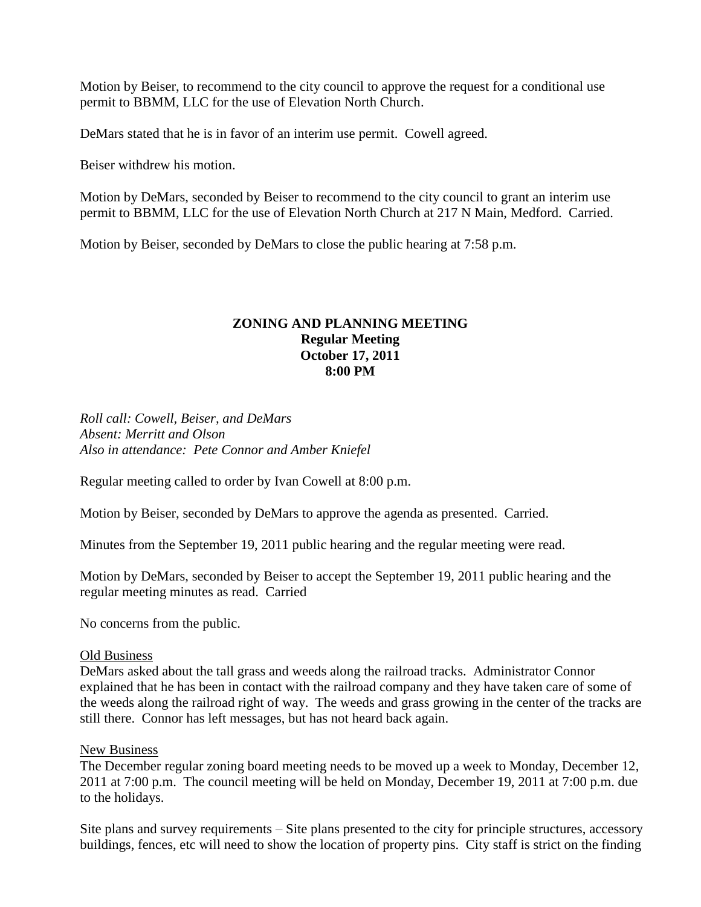Motion by Beiser, to recommend to the city council to approve the request for a conditional use permit to BBMM, LLC for the use of Elevation North Church.

DeMars stated that he is in favor of an interim use permit. Cowell agreed.

Beiser withdrew his motion.

Motion by DeMars, seconded by Beiser to recommend to the city council to grant an interim use permit to BBMM, LLC for the use of Elevation North Church at 217 N Main, Medford. Carried.

Motion by Beiser, seconded by DeMars to close the public hearing at 7:58 p.m.

**ZONING AND PLANNING MEETING**
**Regular Meeting**
**October 17, 2011**
**8:00 PM**

*Roll call: Cowell, Beiser, and DeMars*
*Absent: Merritt and Olson*
*Also in attendance: Pete Connor and Amber Kniefel*

Regular meeting called to order by Ivan Cowell at 8:00 p.m.

Motion by Beiser, seconded by DeMars to approve the agenda as presented. Carried.

Minutes from the September 19, 2011 public hearing and the regular meeting were read.

Motion by DeMars, seconded by Beiser to accept the September 19, 2011 public hearing and the regular meeting minutes as read. Carried

No concerns from the public.

Old Business

DeMars asked about the tall grass and weeds along the railroad tracks. Administrator Connor explained that he has been in contact with the railroad company and they have taken care of some of the weeds along the railroad right of way. The weeds and grass growing in the center of the tracks are still there. Connor has left messages, but has not heard back again.

New Business

The December regular zoning board meeting needs to be moved up a week to Monday, December 12, 2011 at 7:00 p.m. The council meeting will be held on Monday, December 19, 2011 at 7:00 p.m. due to the holidays.

Site plans and survey requirements – Site plans presented to the city for principle structures, accessory buildings, fences, etc will need to show the location of property pins. City staff is strict on the finding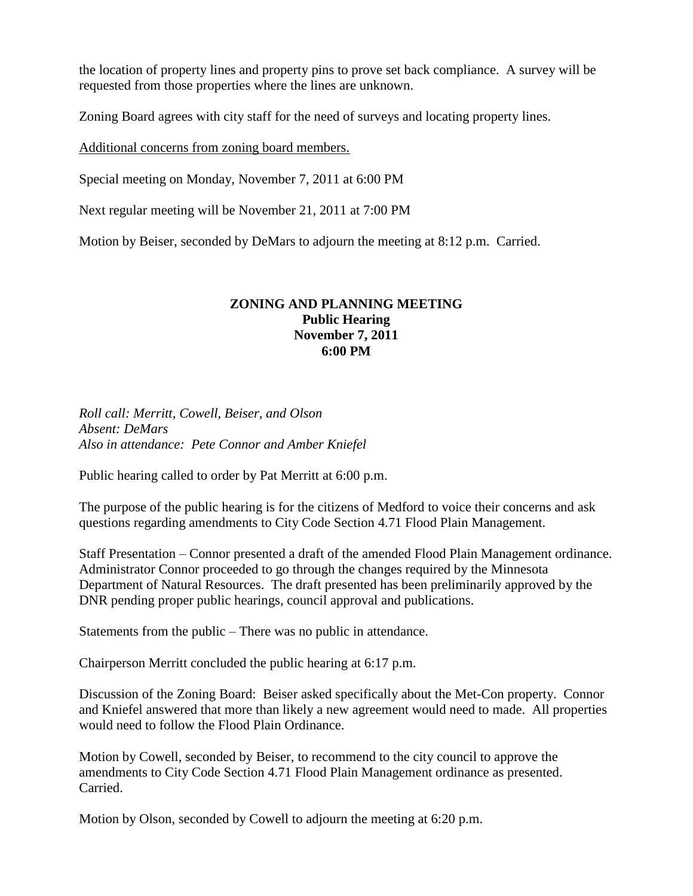the location of property lines and property pins to prove set back compliance. A survey will be requested from those properties where the lines are unknown.

Zoning Board agrees with city staff for the need of surveys and locating property lines.

Additional concerns from zoning board members.

Special meeting on Monday, November 7, 2011 at 6:00 PM

Next regular meeting will be November 21, 2011 at 7:00 PM

Motion by Beiser, seconded by DeMars to adjourn the meeting at 8:12 p.m. Carried.

## ZONING AND PLANNING MEETING
**Public Hearing**
**November 7, 2011**
**6:00 PM**

*Roll call: Merritt, Cowell, Beiser, and Olson*
*Absent: DeMars*
*Also in attendance: Pete Connor and Amber Kniefel*

Public hearing called to order by Pat Merritt at 6:00 p.m.

The purpose of the public hearing is for the citizens of Medford to voice their concerns and ask questions regarding amendments to City Code Section 4.71 Flood Plain Management.

Staff Presentation – Connor presented a draft of the amended Flood Plain Management ordinance. Administrator Connor proceeded to go through the changes required by the Minnesota Department of Natural Resources. The draft presented has been preliminarily approved by the DNR pending proper public hearings, council approval and publications.

Statements from the public – There was no public in attendance.

Chairperson Merritt concluded the public hearing at 6:17 p.m.

Discussion of the Zoning Board: Beiser asked specifically about the Met-Con property. Connor and Kniefel answered that more than likely a new agreement would need to made. All properties would need to follow the Flood Plain Ordinance.

Motion by Cowell, seconded by Beiser, to recommend to the city council to approve the amendments to City Code Section 4.71 Flood Plain Management ordinance as presented. Carried.

Motion by Olson, seconded by Cowell to adjourn the meeting at 6:20 p.m.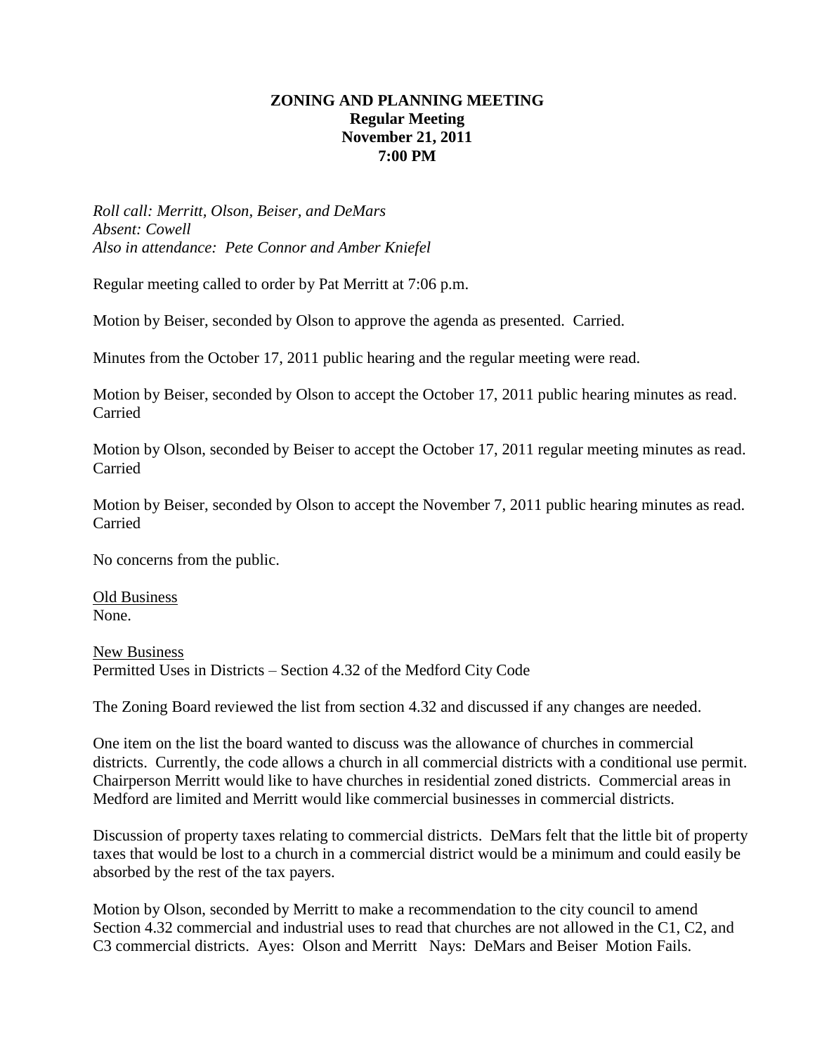**ZONING AND PLANNING MEETING**
**Regular Meeting**
**November 21, 2011**
**7:00 PM**

*Roll call: Merritt, Olson, Beiser, and DeMars*
*Absent: Cowell*
*Also in attendance: Pete Connor and Amber Kniefel*

Regular meeting called to order by Pat Merritt at 7:06 p.m.

Motion by Beiser, seconded by Olson to approve the agenda as presented. Carried.

Minutes from the October 17, 2011 public hearing and the regular meeting were read.

Motion by Beiser, seconded by Olson to accept the October 17, 2011 public hearing minutes as read. Carried

Motion by Olson, seconded by Beiser to accept the October 17, 2011 regular meeting minutes as read. Carried

Motion by Beiser, seconded by Olson to accept the November 7, 2011 public hearing minutes as read. Carried

No concerns from the public.

<u>Old Business</u>
None.

<u>New Business</u>
Permitted Uses in Districts – Section 4.32 of the Medford City Code

The Zoning Board reviewed the list from section 4.32 and discussed if any changes are needed.

One item on the list the board wanted to discuss was the allowance of churches in commercial districts. Currently, the code allows a church in all commercial districts with a conditional use permit. Chairperson Merritt would like to have churches in residential zoned districts. Commercial areas in Medford are limited and Merritt would like commercial businesses in commercial districts.

Discussion of property taxes relating to commercial districts. DeMars felt that the little bit of property taxes that would be lost to a church in a commercial district would be a minimum and could easily be absorbed by the rest of the tax payers.

Motion by Olson, seconded by Merritt to make a recommendation to the city council to amend Section 4.32 commercial and industrial uses to read that churches are not allowed in the C1, C2, and C3 commercial districts. Ayes: Olson and Merritt Nays: DeMars and Beiser Motion Fails.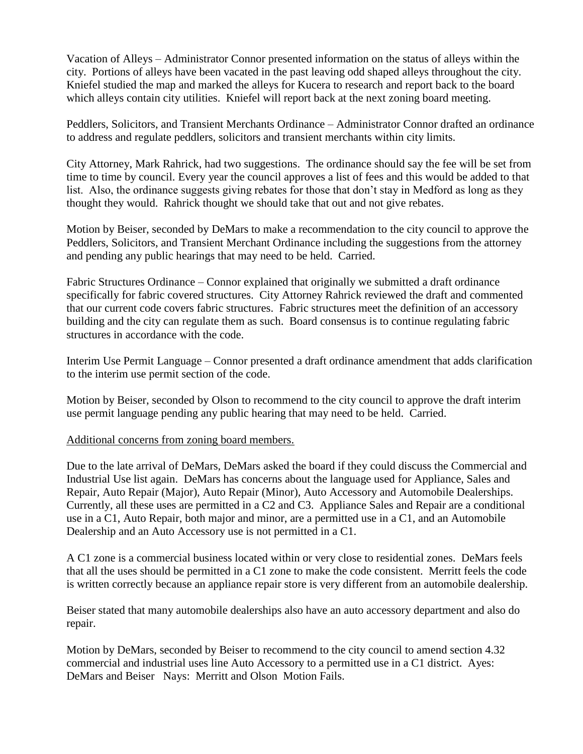Vacation of Alleys – Administrator Connor presented information on the status of alleys within the city. Portions of alleys have been vacated in the past leaving odd shaped alleys throughout the city. Kniefel studied the map and marked the alleys for Kucera to research and report back to the board which alleys contain city utilities. Kniefel will report back at the next zoning board meeting.

Peddlers, Solicitors, and Transient Merchants Ordinance – Administrator Connor drafted an ordinance to address and regulate peddlers, solicitors and transient merchants within city limits.

City Attorney, Mark Rahrick, had two suggestions. The ordinance should say the fee will be set from time to time by council. Every year the council approves a list of fees and this would be added to that list. Also, the ordinance suggests giving rebates for those that don't stay in Medford as long as they thought they would. Rahrick thought we should take that out and not give rebates.

Motion by Beiser, seconded by DeMars to make a recommendation to the city council to approve the Peddlers, Solicitors, and Transient Merchant Ordinance including the suggestions from the attorney and pending any public hearings that may need to be held. Carried.

Fabric Structures Ordinance – Connor explained that originally we submitted a draft ordinance specifically for fabric covered structures. City Attorney Rahrick reviewed the draft and commented that our current code covers fabric structures. Fabric structures meet the definition of an accessory building and the city can regulate them as such. Board consensus is to continue regulating fabric structures in accordance with the code.

Interim Use Permit Language – Connor presented a draft ordinance amendment that adds clarification to the interim use permit section of the code.

Motion by Beiser, seconded by Olson to recommend to the city council to approve the draft interim use permit language pending any public hearing that may need to be held. Carried.

Additional concerns from zoning board members.

Due to the late arrival of DeMars, DeMars asked the board if they could discuss the Commercial and Industrial Use list again. DeMars has concerns about the language used for Appliance, Sales and Repair, Auto Repair (Major), Auto Repair (Minor), Auto Accessory and Automobile Dealerships. Currently, all these uses are permitted in a C2 and C3. Appliance Sales and Repair are a conditional use in a C1, Auto Repair, both major and minor, are a permitted use in a C1, and an Automobile Dealership and an Auto Accessory use is not permitted in a C1.

A C1 zone is a commercial business located within or very close to residential zones. DeMars feels that all the uses should be permitted in a C1 zone to make the code consistent. Merritt feels the code is written correctly because an appliance repair store is very different from an automobile dealership.

Beiser stated that many automobile dealerships also have an auto accessory department and also do repair.

Motion by DeMars, seconded by Beiser to recommend to the city council to amend section 4.32 commercial and industrial uses line Auto Accessory to a permitted use in a C1 district. Ayes: DeMars and Beiser Nays: Merritt and Olson Motion Fails.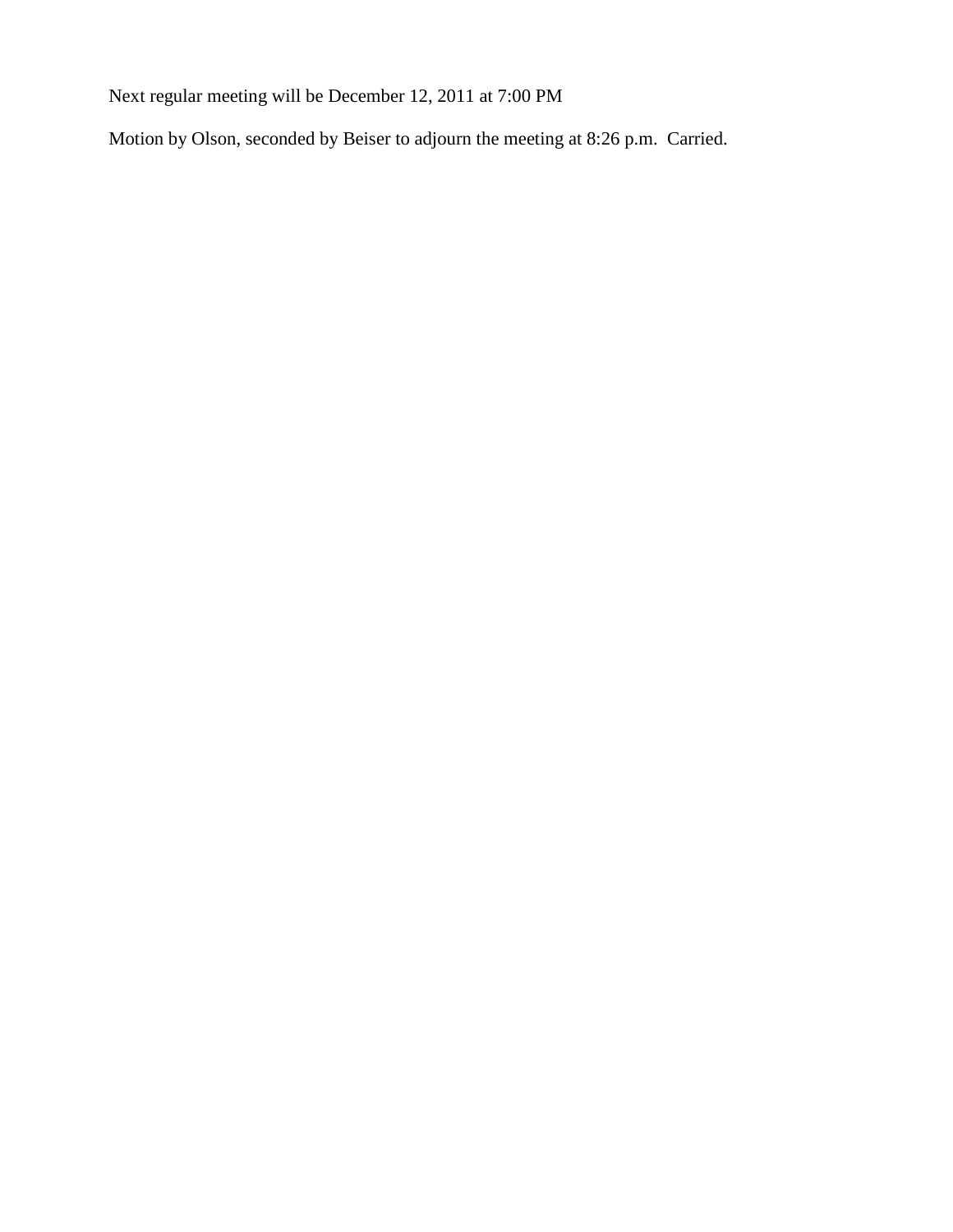Next regular meeting will be December 12, 2011 at 7:00 PM

Motion by Olson, seconded by Beiser to adjourn the meeting at 8:26 p.m. Carried.